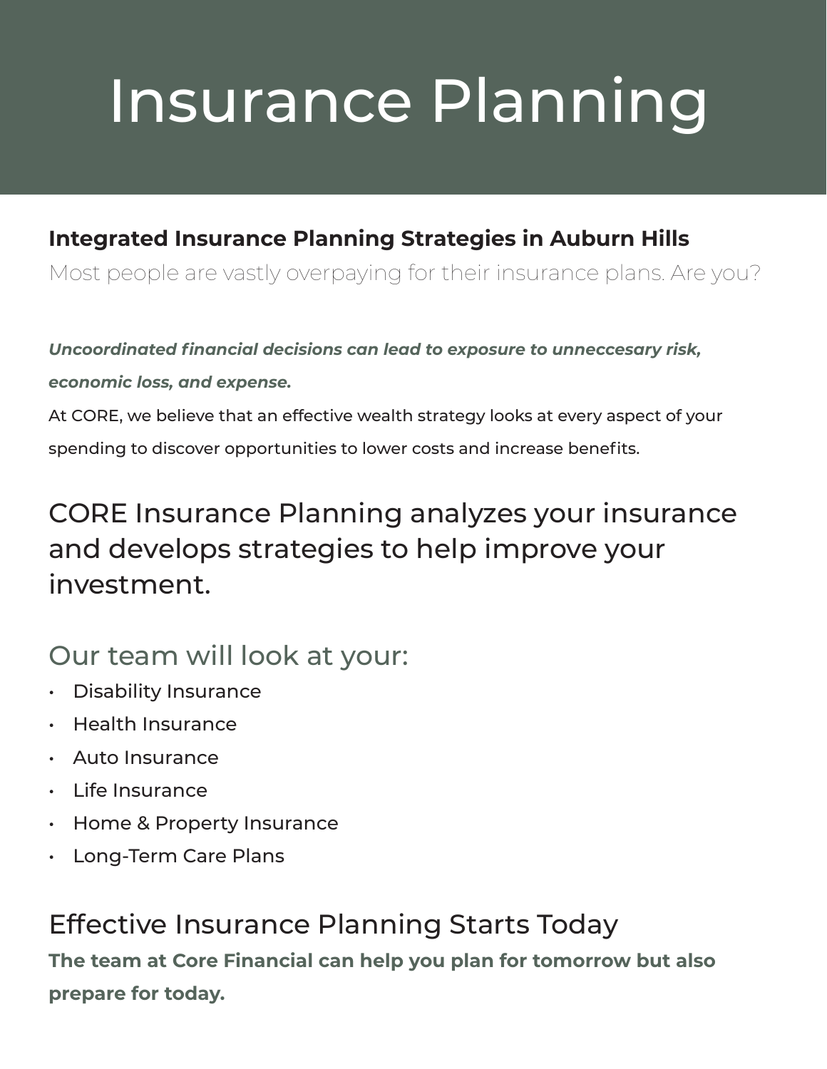# Insurance Planning

### Integrated Insurance Planning Strategies in Auburn Hills

Most people are vastly overpaying for their insurance plans. Are you?

***Uncoordinated financial decisions can lead to exposure to unneccesary risk, economic loss, and expense.***

At CORE, we believe that an effective wealth strategy looks at every aspect of your spending to discover opportunities to lower costs and increase benefits.

## CORE Insurance Planning analyzes your insurance and develops strategies to help improve your investment.

## Our team will look at your:

- Disability Insurance
- Health Insurance
- Auto Insurance
- Life Insurance
- Home & Property Insurance
- Long-Term Care Plans

## Effective Insurance Planning Starts Today

**The team at Core Financial can help you plan for tomorrow but also prepare for today.**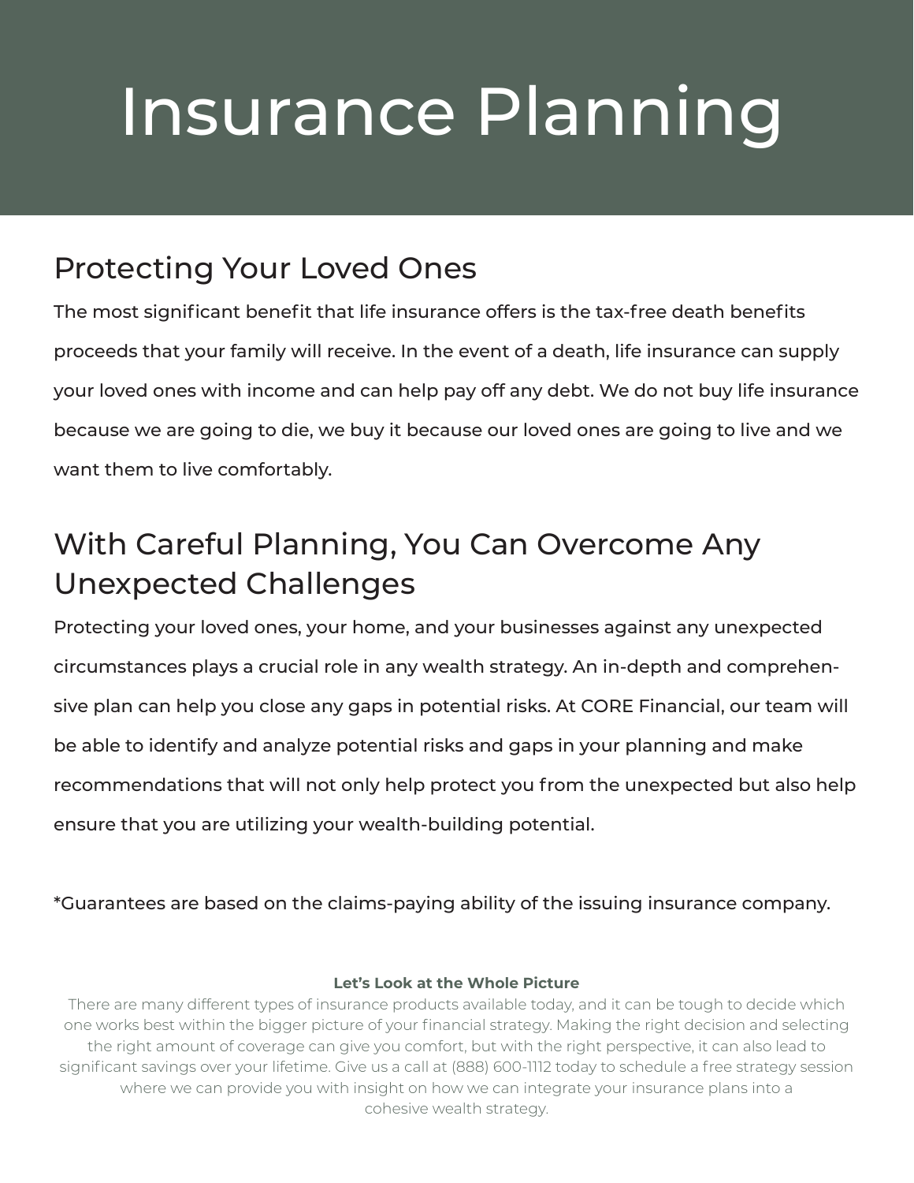# Insurance Planning

## Protecting Your Loved Ones

The most significant benefit that life insurance offers is the tax-free death benefits proceeds that your family will receive. In the event of a death, life insurance can supply your loved ones with income and can help pay off any debt. We do not buy life insurance because we are going to die, we buy it because our loved ones are going to live and we want them to live comfortably.

## With Careful Planning, You Can Overcome Any Unexpected Challenges

Protecting your loved ones, your home, and your businesses against any unexpected circumstances plays a crucial role in any wealth strategy. An in-depth and comprehensive plan can help you close any gaps in potential risks. At CORE Financial, our team will be able to identify and analyze potential risks and gaps in your planning and make recommendations that will not only help protect you from the unexpected but also help ensure that you are utilizing your wealth-building potential.

*Guarantees are based on the claims-paying ability of the issuing insurance company.

**Let's Look at the Whole Picture**

There are many different types of insurance products available today, and it can be tough to decide which one works best within the bigger picture of your financial strategy. Making the right decision and selecting the right amount of coverage can give you comfort, but with the right perspective, it can also lead to significant savings over your lifetime. Give us a call at (888) 600-1112 today to schedule a free strategy session where we can provide you with insight on how we can integrate your insurance plans into a cohesive wealth strategy.